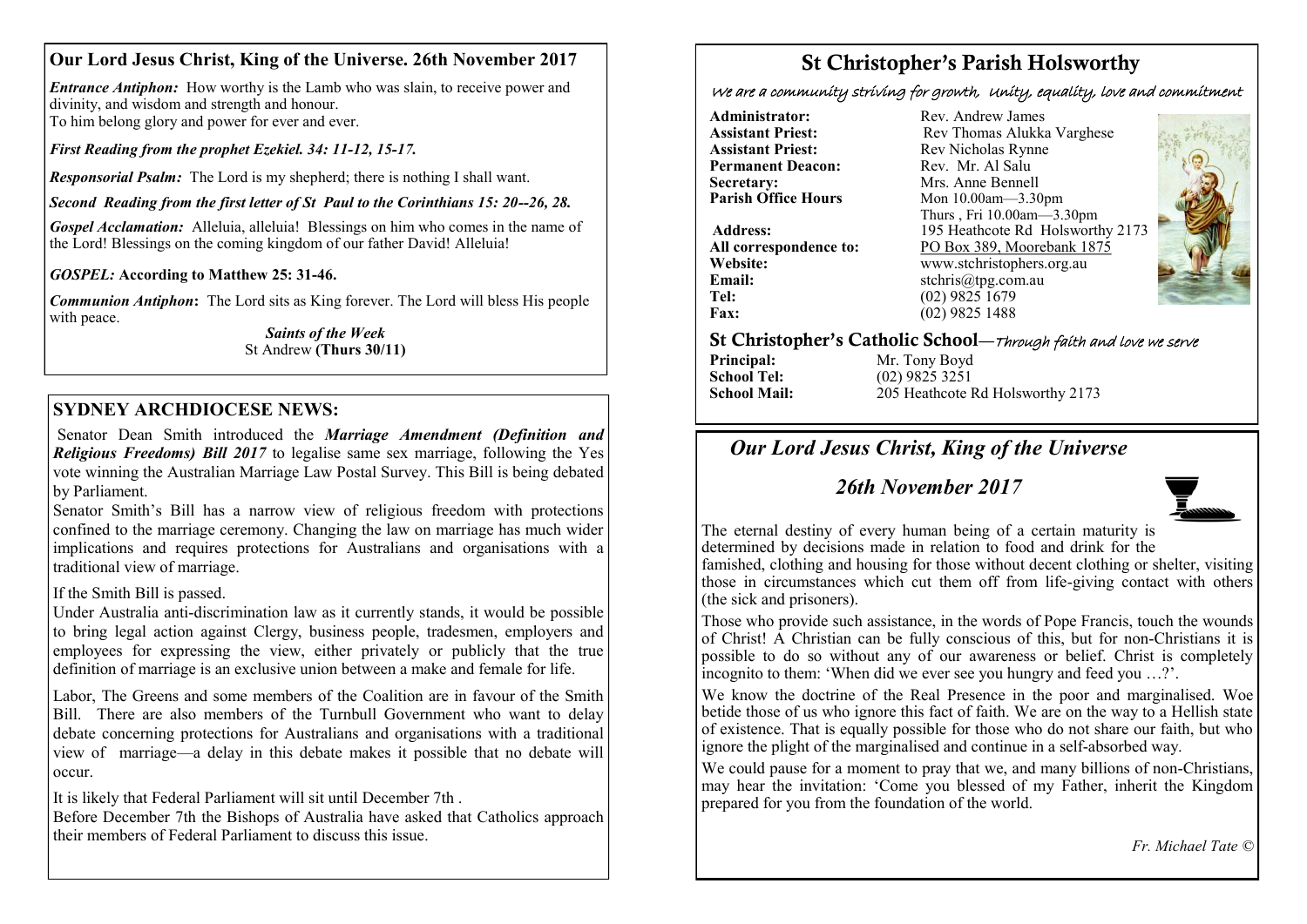## Our Lord Jesus Christ, King of the Universe. 26th November 2017

***Entrance Antiphon:*** How worthy is the Lamb who was slain, to receive power and divinity, and wisdom and strength and honour.
To him belong glory and power for ever and ever.

***First Reading from the prophet Ezekiel. 34: 11-12, 15-17.***

***Responsorial Psalm:*** The Lord is my shepherd; there is nothing I shall want.

***Second Reading from the first letter of St Paul to the Corinthians 15: 20--26, 28.***

***Gospel Acclamation:*** Alleluia, alleluia! Blessings on him who comes in the name of the Lord! Blessings on the coming kingdom of our father David! Alleluia!

***GOSPEL:* According to Matthew 25: 31-46.**

***Communion Antiphon*:** The Lord sits as King forever. The Lord will bless His people with peace.

***Saints of the Week***
St Andrew **(Thurs 30/11)**

## SYDNEY ARCHDIOCESE NEWS:

Senator Dean Smith introduced the ***Marriage Amendment (Definition and Religious Freedoms) Bill 2017*** to legalise same sex marriage, following the Yes vote winning the Australian Marriage Law Postal Survey. This Bill is being debated by Parliament.

Senator Smith's Bill has a narrow view of religious freedom with protections confined to the marriage ceremony. Changing the law on marriage has much wider implications and requires protections for Australians and organisations with a traditional view of marriage.

If the Smith Bill is passed.

Under Australia anti-discrimination law as it currently stands, it would be possible to bring legal action against Clergy, business people, tradesmen, employers and employees for expressing the view, either privately or publicly that the true definition of marriage is an exclusive union between a make and female for life.

Labor, The Greens and some members of the Coalition are in favour of the Smith Bill. There are also members of the Turnbull Government who want to delay debate concerning protections for Australians and organisations with a traditional view of marriage—a delay in this debate makes it possible that no debate will occur.

It is likely that Federal Parliament will sit until December 7th .
Before December 7th the Bishops of Australia have asked that Catholics approach their members of Federal Parliament to discuss this issue.

# St Christopher's Parish Holsworthy

*We are a community striving for growth, Unity, equality, love and commitment*

**Administrator:** Rev. Andrew James
**Assistant Priest:** Rev Thomas Alukka Varghese
**Assistant Priest:** Rev Nicholas Rynne
**Permanent Deacon:** Rev. Mr. Al Salu
**Secretary:** Mrs. Anne Bennell
**Parish Office Hours** Mon 10.00am—3.30pm
Thurs , Fri 10.00am—3.30pm
**Address:** 195 Heathcote Rd Holsworthy 2173
**All correspondence to:** PO Box 389, Moorebank 1875
**Website:** www.stchristophers.org.au
**Email:** stchris@tpg.com.au
**Tel:** (02) 9825 1679
**Fax:** (02) 9825 1488

**St Christopher's Catholic School**—*Through faith and love we serve*

**Principal:** Mr. Tony Boyd
**School Tel:** (02) 9825 3251
**School Mail:** 205 Heathcote Rd Holsworthy 2173

## *Our Lord Jesus Christ, King of the Universe*

## *26th November 2017*

The eternal destiny of every human being of a certain maturity is determined by decisions made in relation to food and drink for the famished, clothing and housing for those without decent clothing or shelter, visiting those in circumstances which cut them off from life-giving contact with others (the sick and prisoners).

Those who provide such assistance, in the words of Pope Francis, touch the wounds of Christ! A Christian can be fully conscious of this, but for non-Christians it is possible to do so without any of our awareness or belief. Christ is completely incognito to them: 'When did we ever see you hungry and feed you …?'.

We know the doctrine of the Real Presence in the poor and marginalised. Woe betide those of us who ignore this fact of faith. We are on the way to a Hellish state of existence. That is equally possible for those who do not share our faith, but who ignore the plight of the marginalised and continue in a self-absorbed way.

We could pause for a moment to pray that we, and many billions of non-Christians, may hear the invitation: 'Come you blessed of my Father, inherit the Kingdom prepared for you from the foundation of the world.

*Fr. Michael Tate ©*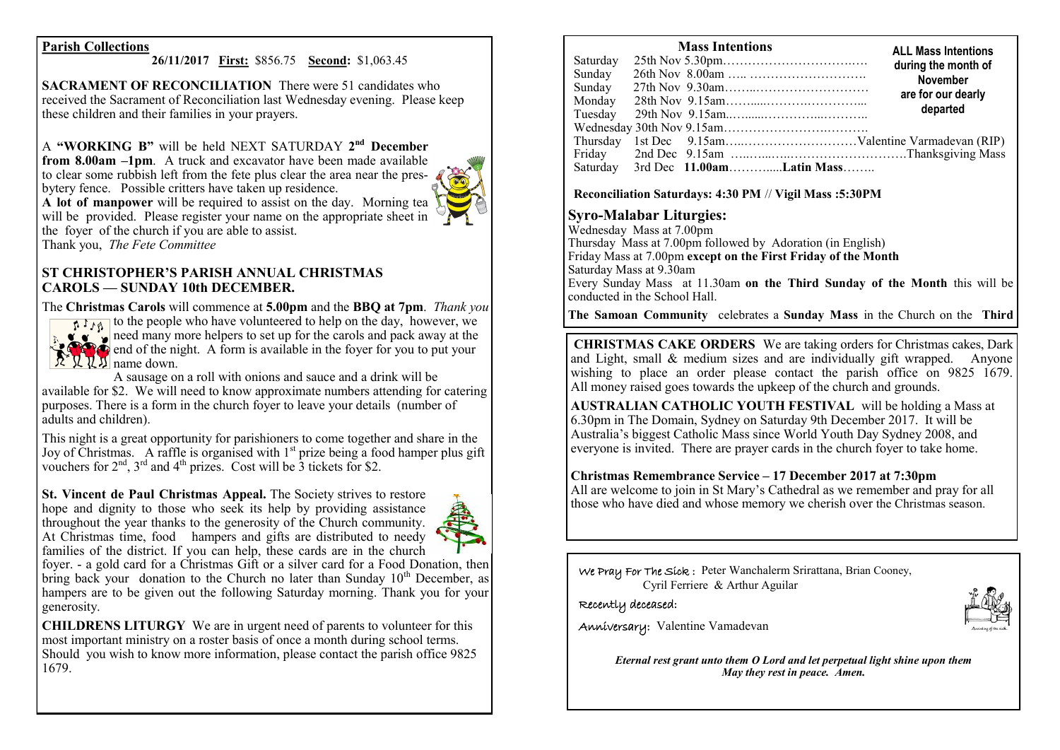**Parish Collections**

**26/11/2017 First:** $856.75 **Second:** $1,063.45

**SACRAMENT OF RECONCILIATION** There were 51 candidates who received the Sacrament of Reconciliation last Wednesday evening. Please keep these children and their families in your prayers.

A **"WORKING B"** will be held NEXT SATURDAY **2nd December from 8.00am –1pm**. A truck and excavator have been made available to clear some rubbish left from the fete plus clear the area near the presbytery fence. Possible critters have taken up residence.

**A lot of manpower** will be required to assist on the day. Morning tea will be provided. Please register your name on the appropriate sheet in the foyer of the church if you are able to assist.

Thank you, *The Fete Committee*

## ST CHRISTOPHER'S PARISH ANNUAL CHRISTMAS CAROLS — SUNDAY 10th DECEMBER.

The **Christmas Carols** will commence at **5.00pm** and the **BBQ at 7pm**. *Thank you* to the people who have volunteered to help on the day, however, we need many more helpers to set up for the carols and pack away at the end of the night. A form is available in the foyer for you to put your name down.

A sausage on a roll with onions and sauce and a drink will be available for $2. We will need to know approximate numbers attending for catering purposes. There is a form in the church foyer to leave your details (number of adults and children).

This night is a great opportunity for parishioners to come together and share in the Joy of Christmas. A raffle is organised with 1st prize being a food hamper plus gift vouchers for 2nd, 3rd and 4th prizes. Cost will be 3 tickets for $2.

**St. Vincent de Paul Christmas Appeal.** The Society strives to restore hope and dignity to those who seek its help by providing assistance throughout the year thanks to the generosity of the Church community. At Christmas time, food hampers and gifts are distributed to needy families of the district. If you can help, these cards are in the church foyer. - a gold card for a Christmas Gift or a silver card for a Food Donation, then bring back your donation to the Church no later than Sunday 10th December, as hampers are to be given out the following Saturday morning. Thank you for your generosity.

**CHILDRENS LITURGY** We are in urgent need of parents to volunteer for this most important ministry on a roster basis of once a month during school terms. Should you wish to know more information, please contact the parish office 9825 1679.

## Mass Intentions

**ALL Mass Intentions during the month of November are for our dearly departed**

Saturday 25th Nov 5.30pm…………………………….
Sunday 26th Nov 8.00am ….. ……………………….
Sunday 27th Nov 9.30am……..……………………
Monday 28th Nov 9.15am……....………….…………...
Tuesday 29th Nov 9.15am.…......…………...………..
Wednesday 30th Nov 9.15am…………………….……….
Thursday 1st Dec 9.15am…..………………………Valentine Varmadevan (RIP)
Friday 2nd Dec 9.15am …..…..…..…………………….Thanksgiving Mass
Saturday 3rd Dec **11.00am**……….....**Latin Mass**……..

**Reconciliation Saturdays: 4:30 PM // Vigil Mass :5:30PM**

### Syro-Malabar Liturgies:

Wednesday Mass at 7.00pm
Thursday Mass at 7.00pm followed by Adoration (in English)
Friday Mass at 7.00pm **except on the First Friday of the Month**
Saturday Mass at 9.30am
Every Sunday Mass at 11.30am **on the Third Sunday of the Month** this will be conducted in the School Hall.

**The Samoan Community** celebrates a **Sunday Mass** in the Church on the **Third**

**CHRISTMAS CAKE ORDERS** We are taking orders for Christmas cakes, Dark and Light, small & medium sizes and are individually gift wrapped. Anyone wishing to place an order please contact the parish office on 9825 1679. All money raised goes towards the upkeep of the church and grounds.

**AUSTRALIAN CATHOLIC YOUTH FESTIVAL** will be holding a Mass at 6.30pm in The Domain, Sydney on Saturday 9th December 2017. It will be Australia's biggest Catholic Mass since World Youth Day Sydney 2008, and everyone is invited. There are prayer cards in the church foyer to take home.

**Christmas Remembrance Service – 17 December 2017 at 7:30pm**

All are welcome to join in St Mary's Cathedral as we remember and pray for all those who have died and whose memory we cherish over the Christmas season.

We Pray For The Sick : Peter Wanchalerm Srirattana, Brian Cooney, Cyril Ferriere & Arthur Aguilar

Recently deceased:

Anniversary: Valentine Vamadevan

*Eternal rest grant unto them O Lord and let perpetual light shine upon them*
*May they rest in peace. Amen.*